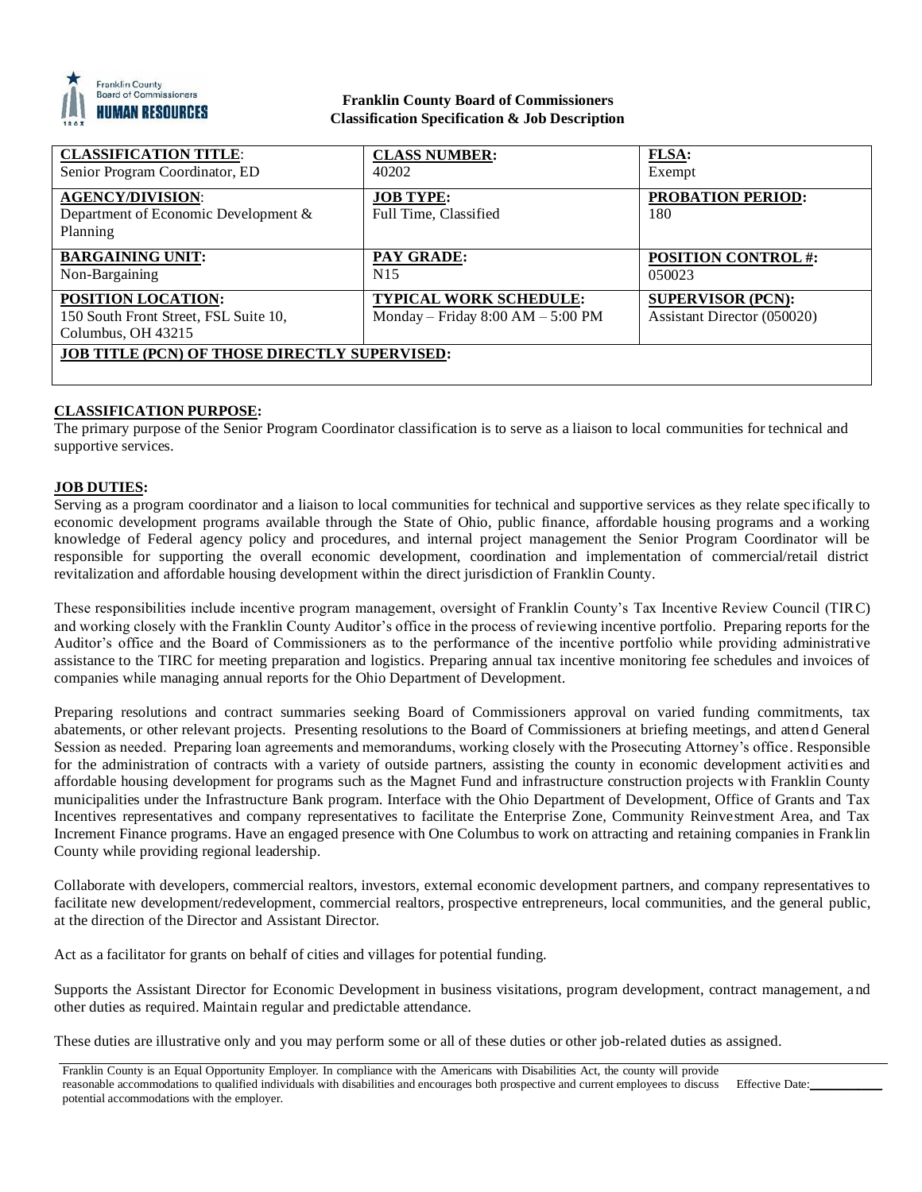**Franklin County Board of Commissioners**
**Classification Specification & Job Description**

| **CLASSIFICATION TITLE**: Senior Program Coordinator, ED | **CLASS NUMBER:** 40202 | **FLSA:** Exempt |
|---|---|---|
| **AGENCY/DIVISION**: Department of Economic Development & Planning | **JOB TYPE:** Full Time, Classified | **PROBATION PERIOD:** 180 |
| **BARGAINING UNIT:** Non-Bargaining | **PAY GRADE:** N15 | **POSITION CONTROL #:** 050023 |
| **POSITION LOCATION:** 150 South Front Street, FSL Suite 10, Columbus, OH 43215 | **TYPICAL WORK SCHEDULE:** Monday – Friday 8:00 AM – 5:00 PM | **SUPERVISOR (PCN):** Assistant Director (050020) |
| **JOB TITLE (PCN) OF THOSE DIRECTLY SUPERVISED:** | | |

## CLASSIFICATION PURPOSE:

The primary purpose of the Senior Program Coordinator classification is to serve as a liaison to local communities for technical and supportive services.

## JOB DUTIES:

Serving as a program coordinator and a liaison to local communities for technical and supportive services as they relate specifically to economic development programs available through the State of Ohio, public finance, affordable housing programs and a working knowledge of Federal agency policy and procedures, and internal project management the Senior Program Coordinator will be responsible for supporting the overall economic development, coordination and implementation of commercial/retail district revitalization and affordable housing development within the direct jurisdiction of Franklin County.

These responsibilities include incentive program management, oversight of Franklin County's Tax Incentive Review Council (TIRC) and working closely with the Franklin County Auditor's office in the process of reviewing incentive portfolio. Preparing reports for the Auditor's office and the Board of Commissioners as to the performance of the incentive portfolio while providing administrative assistance to the TIRC for meeting preparation and logistics. Preparing annual tax incentive monitoring fee schedules and invoices of companies while managing annual reports for the Ohio Department of Development.

Preparing resolutions and contract summaries seeking Board of Commissioners approval on varied funding commitments, tax abatements, or other relevant projects. Presenting resolutions to the Board of Commissioners at briefing meetings, and attend General Session as needed. Preparing loan agreements and memorandums, working closely with the Prosecuting Attorney's office. Responsible for the administration of contracts with a variety of outside partners, assisting the county in economic development activities and affordable housing development for programs such as the Magnet Fund and infrastructure construction projects with Franklin County municipalities under the Infrastructure Bank program. Interface with the Ohio Department of Development, Office of Grants and Tax Incentives representatives and company representatives to facilitate the Enterprise Zone, Community Reinvestment Area, and Tax Increment Finance programs. Have an engaged presence with One Columbus to work on attracting and retaining companies in Franklin County while providing regional leadership.

Collaborate with developers, commercial realtors, investors, external economic development partners, and company representatives to facilitate new development/redevelopment, commercial realtors, prospective entrepreneurs, local communities, and the general public, at the direction of the Director and Assistant Director.

Act as a facilitator for grants on behalf of cities and villages for potential funding.

Supports the Assistant Director for Economic Development in business visitations, program development, contract management, and other duties as required. Maintain regular and predictable attendance.

These duties are illustrative only and you may perform some or all of these duties or other job-related duties as assigned.

Franklin County is an Equal Opportunity Employer. In compliance with the Americans with Disabilities Act, the county will provide reasonable accommodations to qualified individuals with disabilities and encourages both prospective and current employees to discuss potential accommodations with the employer. Effective Date:___________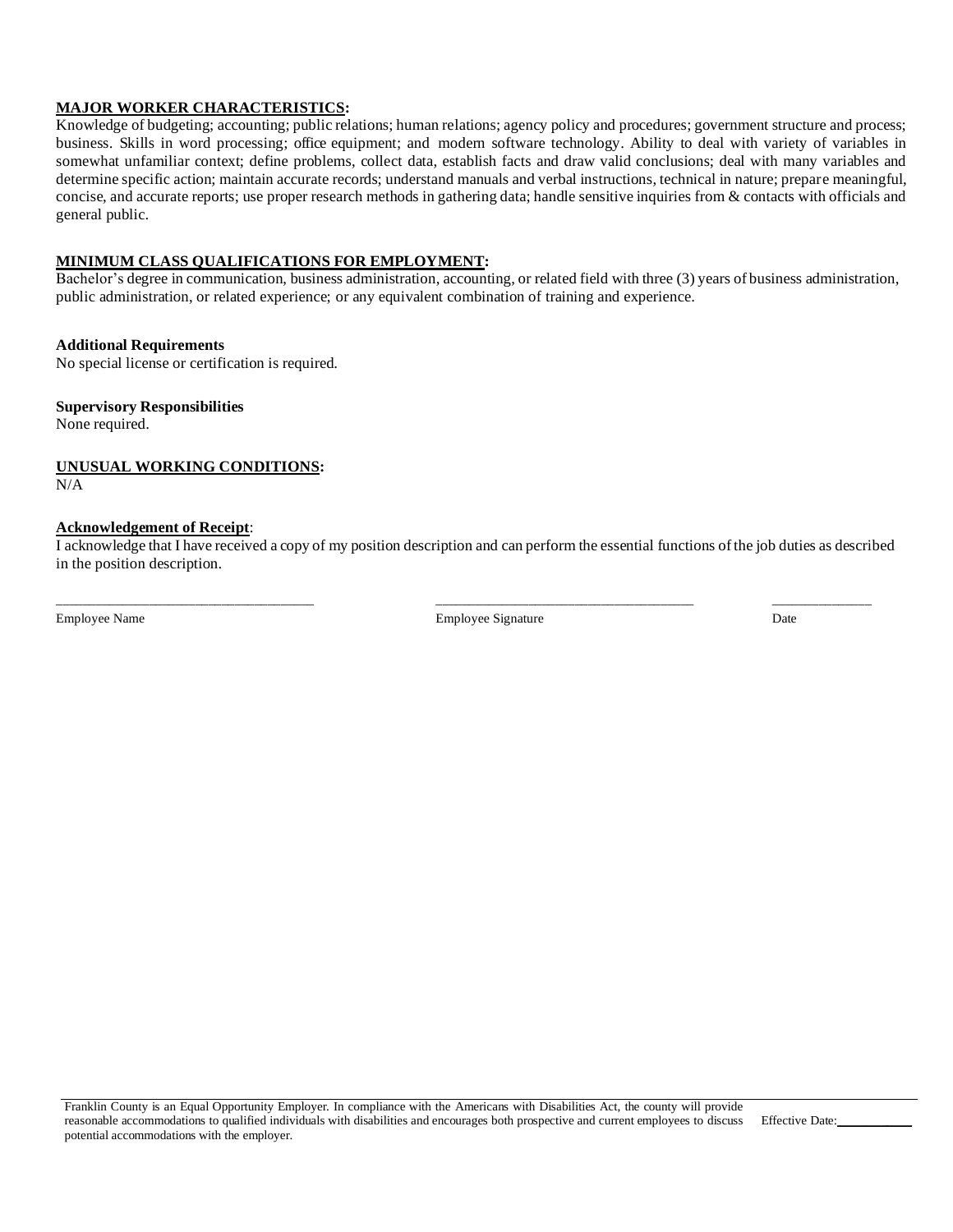**MAJOR WORKER CHARACTERISTICS:**

Knowledge of budgeting; accounting; public relations; human relations; agency policy and procedures; government structure and process; business. Skills in word processing; office equipment; and modern software technology. Ability to deal with variety of variables in somewhat unfamiliar context; define problems, collect data, establish facts and draw valid conclusions; deal with many variables and determine specific action; maintain accurate records; understand manuals and verbal instructions, technical in nature; prepare meaningful, concise, and accurate reports; use proper research methods in gathering data; handle sensitive inquiries from & contacts with officials and general public.

**MINIMUM CLASS QUALIFICATIONS FOR EMPLOYMENT:**

Bachelor's degree in communication, business administration, accounting, or related field with three (3) years of business administration, public administration, or related experience; or any equivalent combination of training and experience.

**Additional Requirements**

No special license or certification is required.

**Supervisory Responsibilities**

None required.

**UNUSUAL WORKING CONDITIONS:**

N/A

**Acknowledgement of Receipt**:

I acknowledge that I have received a copy of my position description and can perform the essential functions of the job duties as described in the position description.

| | | |
|---|---|---|
| ____________________________________ | ____________________________________ | ______________ |
| Employee Name | Employee Signature | Date |

Franklin County is an Equal Opportunity Employer. In compliance with the Americans with Disabilities Act, the county will provide reasonable accommodations to qualified individuals with disabilities and encourages both prospective and current employees to discuss potential accommodations with the employer.

Effective Date: ___________